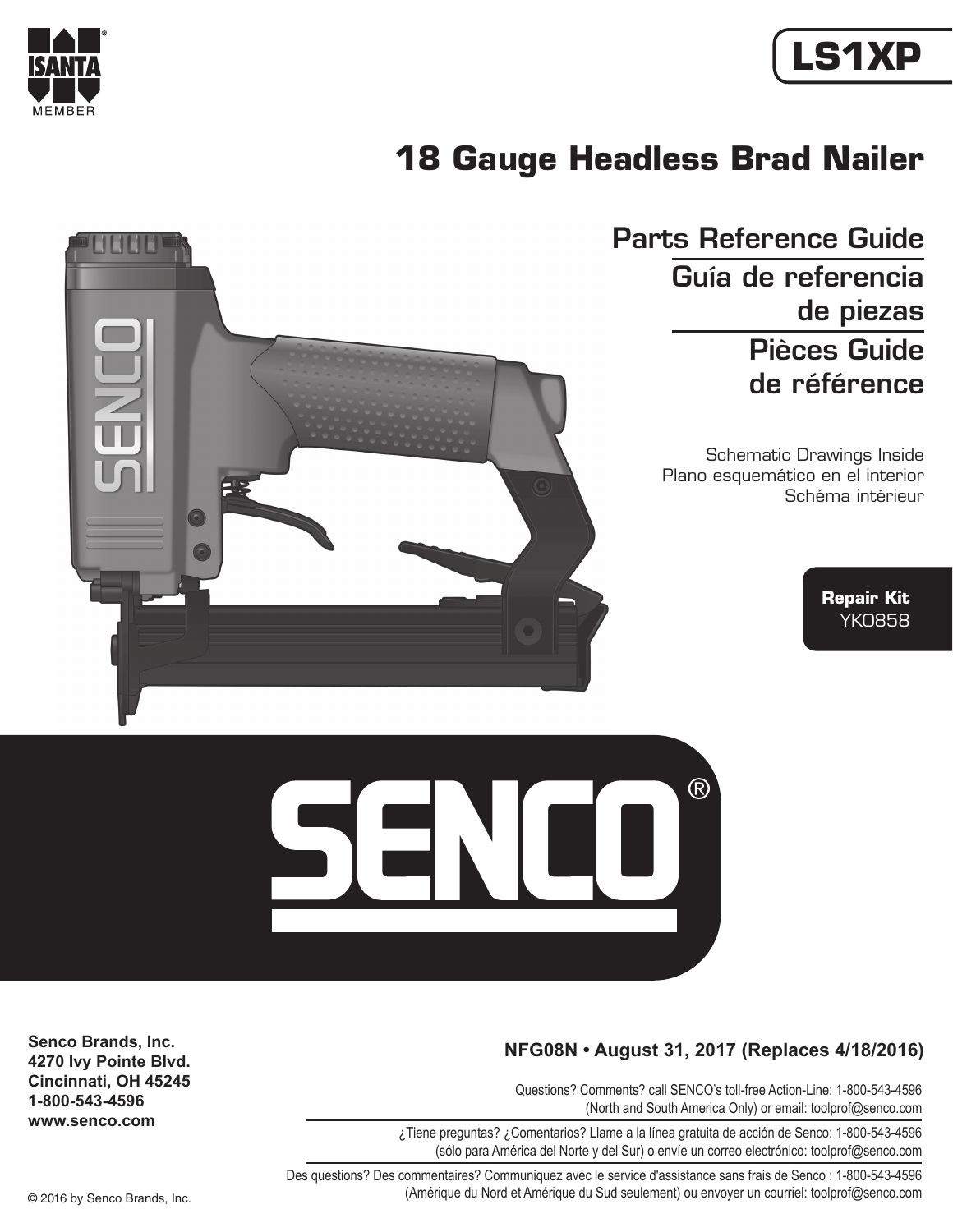ISANTA MEMBER

# LS1XP

# 18 Gauge Headless Brad Nailer

## Parts Reference Guide

## Guía de referencia de piezas

## Pièces Guide de référence

Schematic Drawings Inside
Plano esquemático en el interior
Schéma intérieur

**Repair Kit**
YK0858

SENCO®

**Senco Brands, Inc.**
**4270 Ivy Pointe Blvd.**
**Cincinnati, OH 45245**
**1-800-543-4596**
**www.senco.com**

**NFG08N • August 31, 2017 (Replaces 4/18/2016)**

Questions? Comments? call SENCO's toll-free Action-Line: 1-800-543-4596 (North and South America Only) or email: toolprof@senco.com

¿Tiene preguntas? ¿Comentarios? Llame a la línea gratuita de acción de Senco: 1-800-543-4596 (sólo para América del Norte y del Sur) o envíe un correo electrónico: toolprof@senco.com

Des questions? Des commentaires? Communiquez avec le service d'assistance sans frais de Senco : 1-800-543-4596 (Amérique du Nord et Amérique du Sud seulement) ou envoyer un courriel: toolprof@senco.com

© 2016 by Senco Brands, Inc.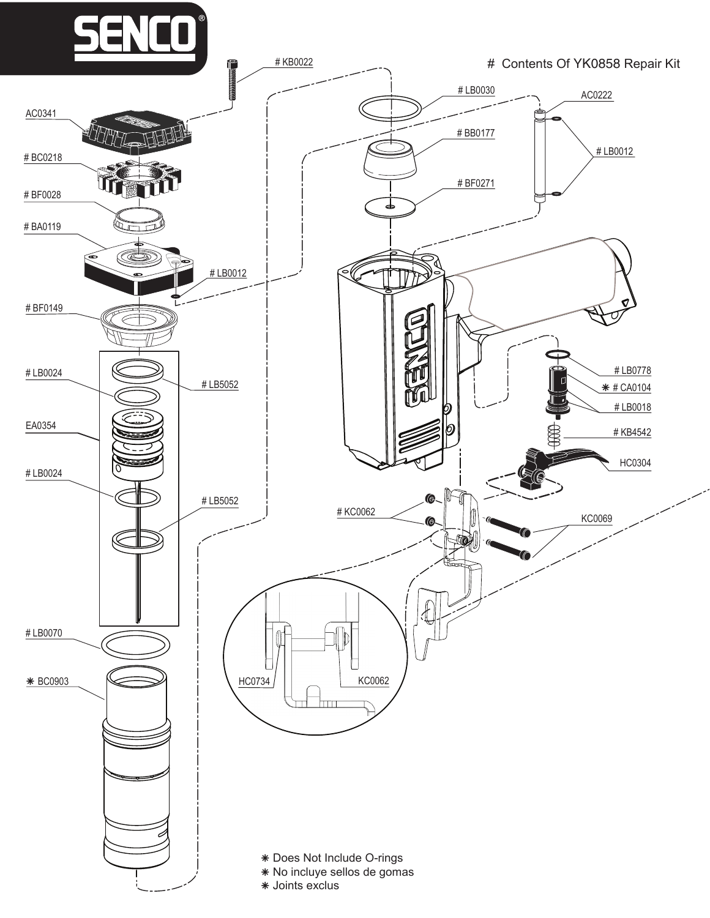# Contents Of YK0858 Repair Kit

- # KB0022
- AC0341
- # BC0218
- # BF0028
- # BA0119
- # LB0012
- # BF0149
- # LB0024
- # LB5052
- EA0354
- # LB0024
- # LB5052
- # LB0070
- ⁕ BC0903
- # LB0030
- # BB0177
- # BF0271
- AC0222
- # LB0012
- # LB0778
- ⁕ # CA0104
- # LB0018
- # KB4542
- HC0304
- # KC0062
- KC0069
- HC0734
- KC0062

⁕ Does Not Include O-rings
⁕ No incluye sellos de gomas
⁕ Joints exclus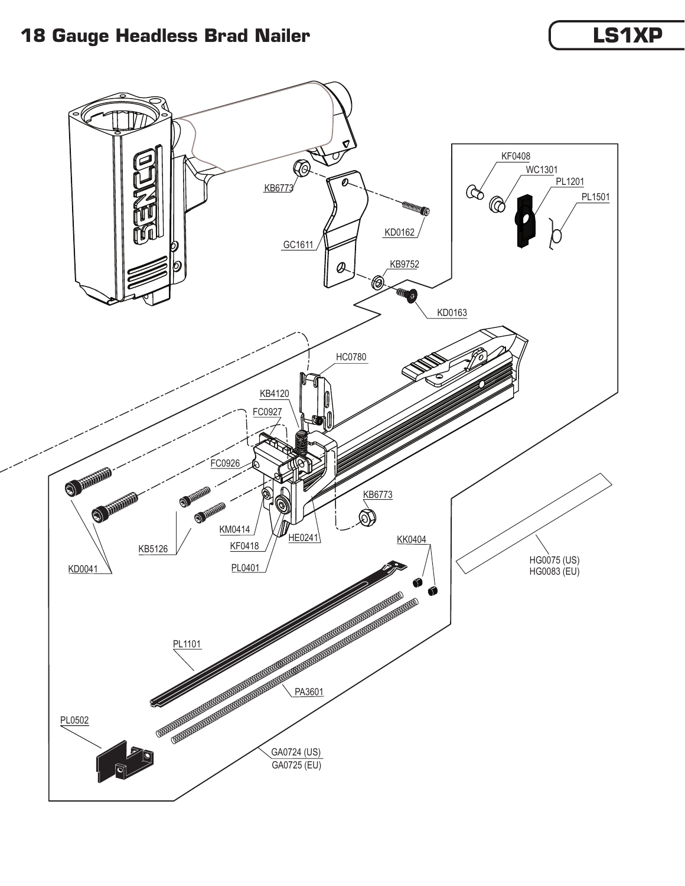# 18 Gauge Headless Brad Nailer

**LS1XP**

KF0408
WC1301
PL1201
PL1501
KB6773
KD0162
GC1611
KB9752
KD0163
HC0780
KB4120
FC0927
FC0926
KB6773
KM0414
HE0241
KF0418
KB5126
PL0401
KD0041
KK0404
HG0075 (US)
HG0083 (EU)
PL1101
PA3601
PL0502
GA0724 (US)
GA0725 (EU)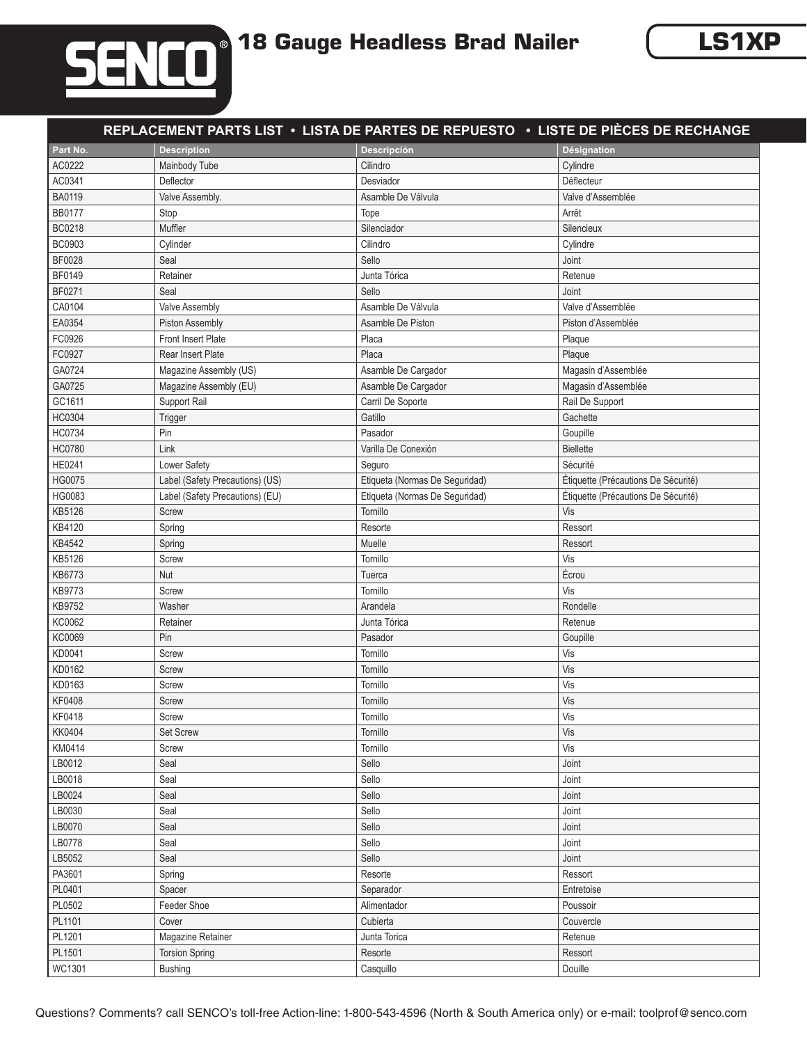# SENCO® 18 Gauge Headless Brad Nailer

## LS1XP

### REPLACEMENT PARTS LIST • LISTA DE PARTES DE REPUESTO • LISTE DE PIÈCES DE RECHANGE

| Part No. | Description | Descripción | Désignation |
|---|---|---|---|
| AC0222 | Mainbody Tube | Cilindro | Cylindre |
| AC0341 | Deflector | Desviador | Déflecteur |
| BA0119 | Valve Assembly. | Asamble De Válvula | Valve d'Assemblée |
| BB0177 | Stop | Tope | Arrêt |
| BC0218 | Muffler | Silenciador | Silencieux |
| BC0903 | Cylinder | Cilindro | Cylindre |
| BF0028 | Seal | Sello | Joint |
| BF0149 | Retainer | Junta Tórica | Retenue |
| BF0271 | Seal | Sello | Joint |
| CA0104 | Valve Assembly | Asamble De Válvula | Valve d'Assemblée |
| EA0354 | Piston Assembly | Asamble De Piston | Piston d'Assemblée |
| FC0926 | Front Insert Plate | Placa | Plaque |
| FC0927 | Rear Insert Plate | Placa | Plaque |
| GA0724 | Magazine Assembly (US) | Asamble De Cargador | Magasin d'Assemblée |
| GA0725 | Magazine Assembly (EU) | Asamble De Cargador | Magasin d'Assemblée |
| GC1611 | Support Rail | Carril De Soporte | Rail De Support |
| HC0304 | Trigger | Gatillo | Gachette |
| HC0734 | Pin | Pasador | Goupille |
| HC0780 | Link | Varilla De Conexión | Biellette |
| HE0241 | Lower Safety | Seguro | Sécurité |
| HG0075 | Label (Safety Precautions) (US) | Etiqueta (Normas De Seguridad) | Étiquette (Précautions De Sécurité) |
| HG0083 | Label (Safety Precautions) (EU) | Etiqueta (Normas De Seguridad) | Étiquette (Précautions De Sécurité) |
| KB5126 | Screw | Tornillo | Vis |
| KB4120 | Spring | Resorte | Ressort |
| KB4542 | Spring | Muelle | Ressort |
| KB5126 | Screw | Tornillo | Vis |
| KB6773 | Nut | Tuerca | Écrou |
| KB9773 | Screw | Tornillo | Vis |
| KB9752 | Washer | Arandela | Rondelle |
| KC0062 | Retainer | Junta Tórica | Retenue |
| KC0069 | Pin | Pasador | Goupille |
| KD0041 | Screw | Tornillo | Vis |
| KD0162 | Screw | Tornillo | Vis |
| KD0163 | Screw | Tornillo | Vis |
| KF0408 | Screw | Tornillo | Vis |
| KF0418 | Screw | Tornillo | Vis |
| KK0404 | Set Screw | Tornillo | Vis |
| KM0414 | Screw | Tornillo | Vis |
| LB0012 | Seal | Sello | Joint |
| LB0018 | Seal | Sello | Joint |
| LB0024 | Seal | Sello | Joint |
| LB0030 | Seal | Sello | Joint |
| LB0070 | Seal | Sello | Joint |
| LB0778 | Seal | Sello | Joint |
| LB5052 | Seal | Sello | Joint |
| PA3601 | Spring | Resorte | Ressort |
| PL0401 | Spacer | Separador | Entretoise |
| PL0502 | Feeder Shoe | Alimentador | Poussoir |
| PL1101 | Cover | Cubierta | Couvercle |
| PL1201 | Magazine Retainer | Junta Torica | Retenue |
| PL1501 | Torsion Spring | Resorte | Ressort |
| WC1301 | Bushing | Casquillo | Douille |

Questions? Comments? call SENCO's toll-free Action-line: 1-800-543-4596 (North & South America only) or e-mail: toolprof@senco.com